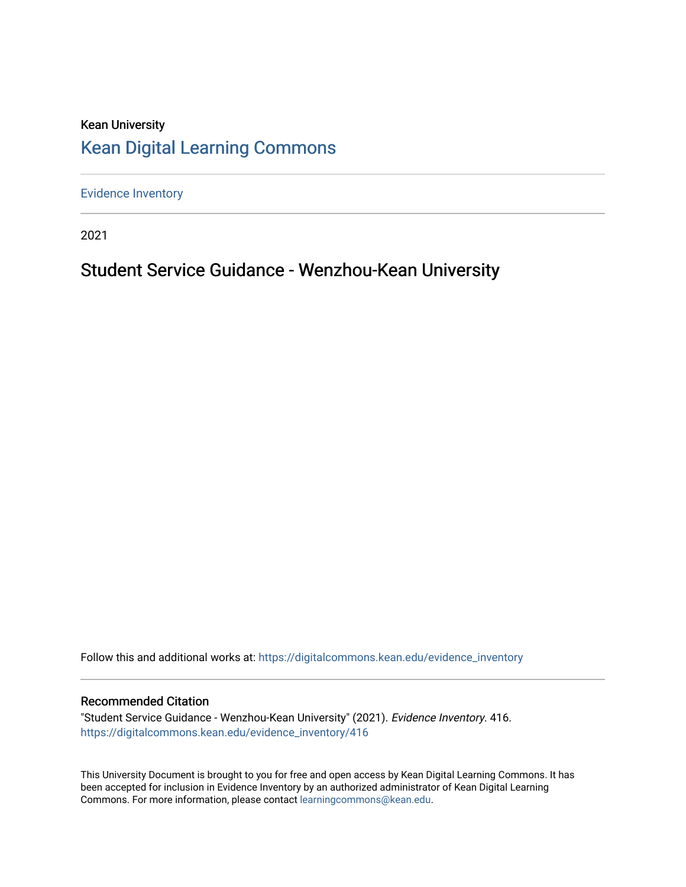Kean University

# Kean Digital Learning Commons

Evidence Inventory

2021

## Student Service Guidance - Wenzhou-Kean University

Follow this and additional works at: https://digitalcommons.kean.edu/evidence_inventory

### Recommended Citation

"Student Service Guidance - Wenzhou-Kean University" (2021). *Evidence Inventory*. 416.
https://digitalcommons.kean.edu/evidence_inventory/416

This University Document is brought to you for free and open access by Kean Digital Learning Commons. It has been accepted for inclusion in Evidence Inventory by an authorized administrator of Kean Digital Learning Commons. For more information, please contact learningcommons@kean.edu.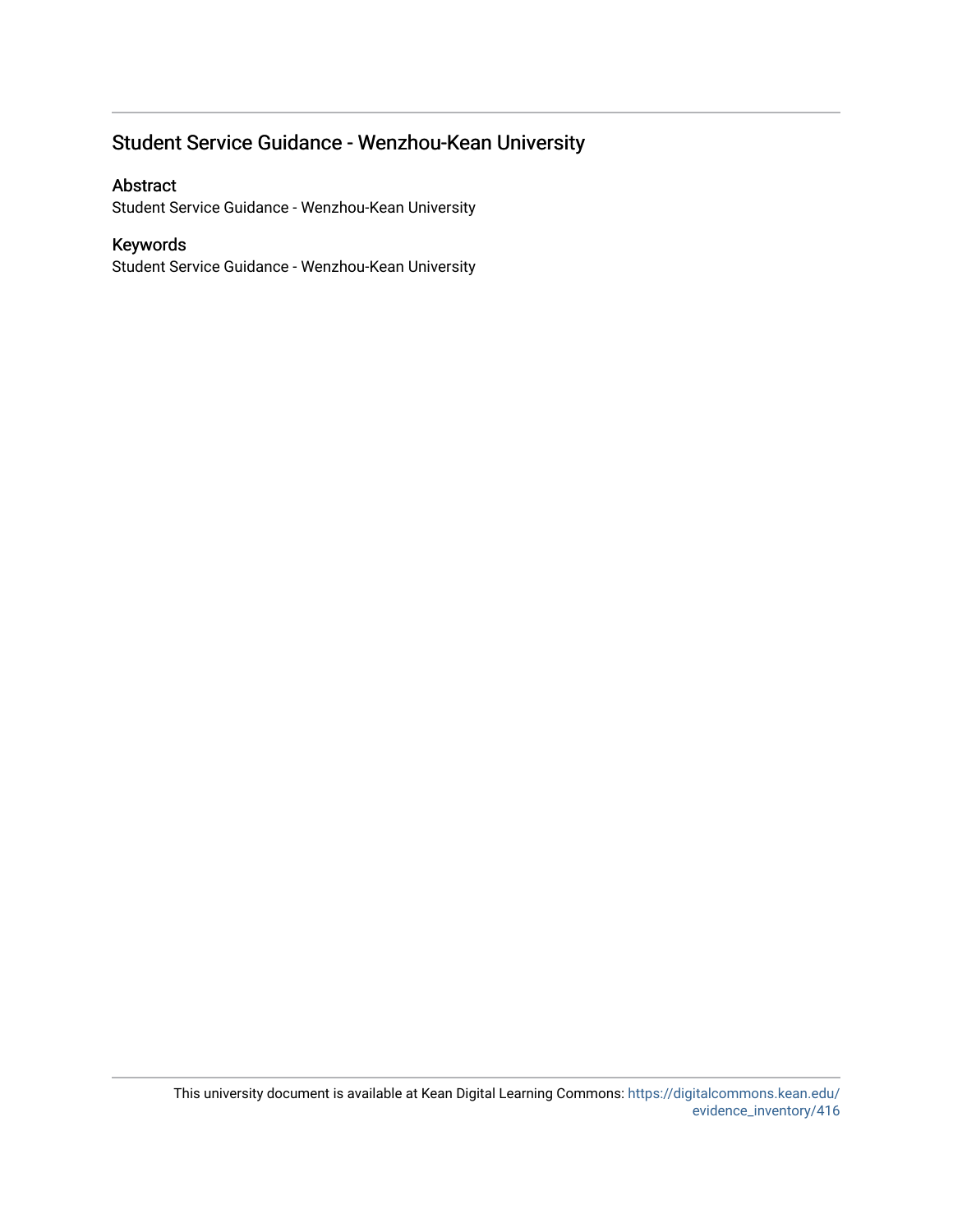## Student Service Guidance - Wenzhou-Kean University

### Abstract

Student Service Guidance - Wenzhou-Kean University

### Keywords

Student Service Guidance - Wenzhou-Kean University

This university document is available at Kean Digital Learning Commons: https://digitalcommons.kean.edu/evidence_inventory/416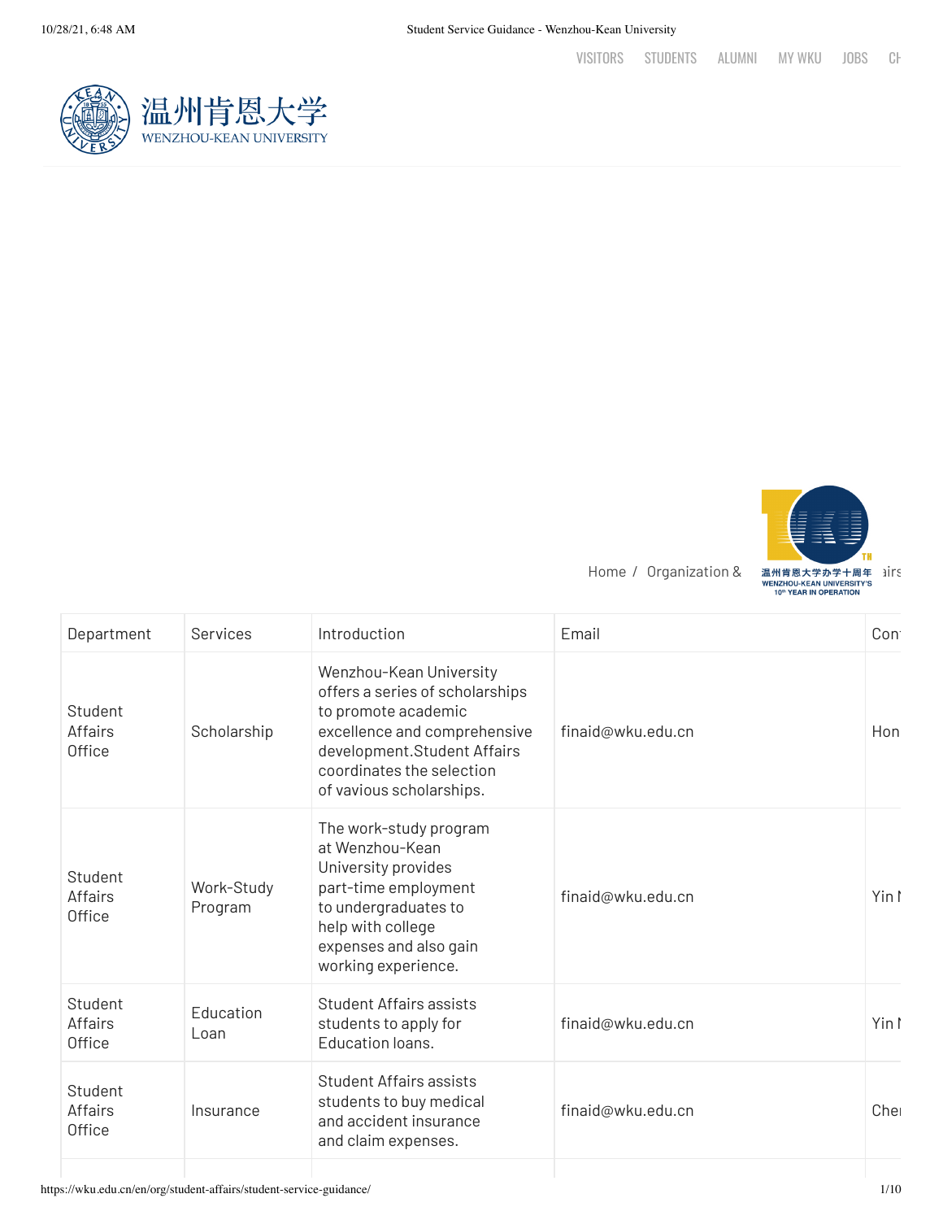VISITORS STUDENTS ALUMNI MY WKU JOBS CH

温州肯恩大学
WENZHOU-KEAN UNIVERSITY

Home / Organization & ... airs

| Department | Services | Introduction | Email | Con |
|---|---|---|---|---|
| Student Affairs Office | Scholarship | Wenzhou-Kean University offers a series of scholarships to promote academic excellence and comprehensive development.Student Affairs coordinates the selection of vavious scholarships. | finaid@wku.edu.cn | Hon |
| Student Affairs Office | Work-Study Program | The work-study program at Wenzhou-Kean University provides part-time employment to undergraduates to help with college expenses and also gain working experience. | finaid@wku.edu.cn | Yin I |
| Student Affairs Office | Education Loan | Student Affairs assists students to apply for Education loans. | finaid@wku.edu.cn | Yin I |
| Student Affairs Office | Insurance | Student Affairs assists students to buy medical and accident insurance and claim expenses. | finaid@wku.edu.cn | Che |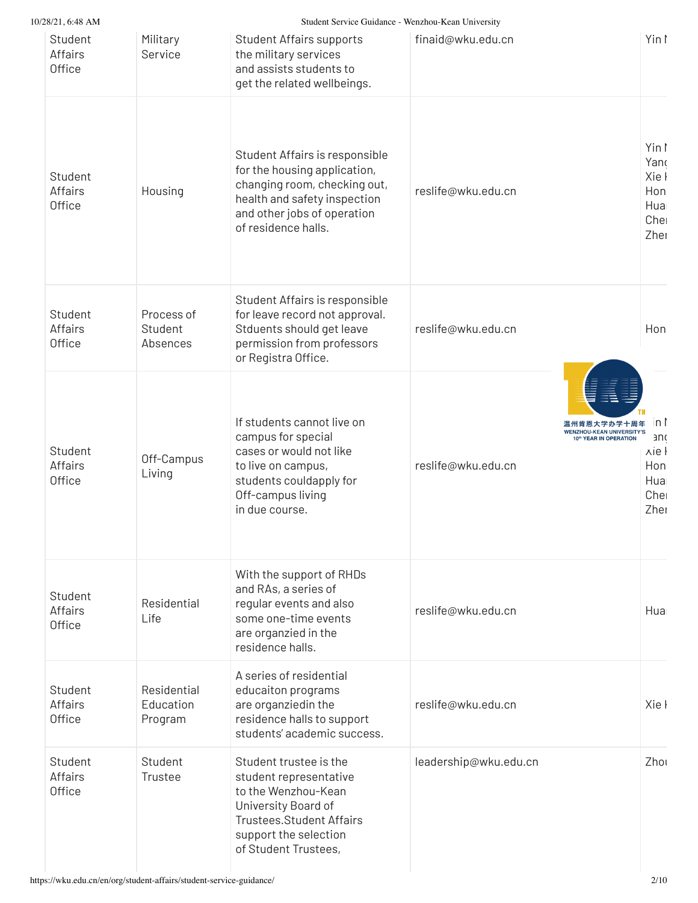| Student Affairs Office | Military Service | Student Affairs supports the military services and assists students to get the related wellbeings. | finaid@wku.edu.cn | Yin l |
|---|---|---|---|---|
| Student Affairs Office | Housing | Student Affairs is responsible for the housing application, changing room, checking out, health and safety inspection and other jobs of operation of residence halls. | reslife@wku.edu.cn | Yin l Yang Xie l Hon Huai Chei Zhei |
| Student Affairs Office | Process of Student Absences | Student Affairs is responsible for leave record not approval. Stduents should get leave permission from professors or Registra Office. | reslife@wku.edu.cn | Hon |
| Student Affairs Office | Off-Campus Living | If students cannot live on campus for special cases or would not like to live on campus, students couldapply for Off-campus living in due course. | reslife@wku.edu.cn | in l ang Xie l Hon Huai Chei Zhei |
| Student Affairs Office | Residential Life | With the support of RHDs and RAs, a series of regular events and also some one-time events are organzied in the residence halls. | reslife@wku.edu.cn | Huai |
| Student Affairs Office | Residential Education Program | A series of residential educaiton programs are organziedin the residence halls to support students' academic success. | reslife@wku.edu.cn | Xie l |
| Student Affairs Office | Student Trustee | Student trustee is the student representative to the Wenzhou-Kean University Board of Trustees.Student Affairs support the selection of Student Trustees, | leadership@wku.edu.cn | Zhou |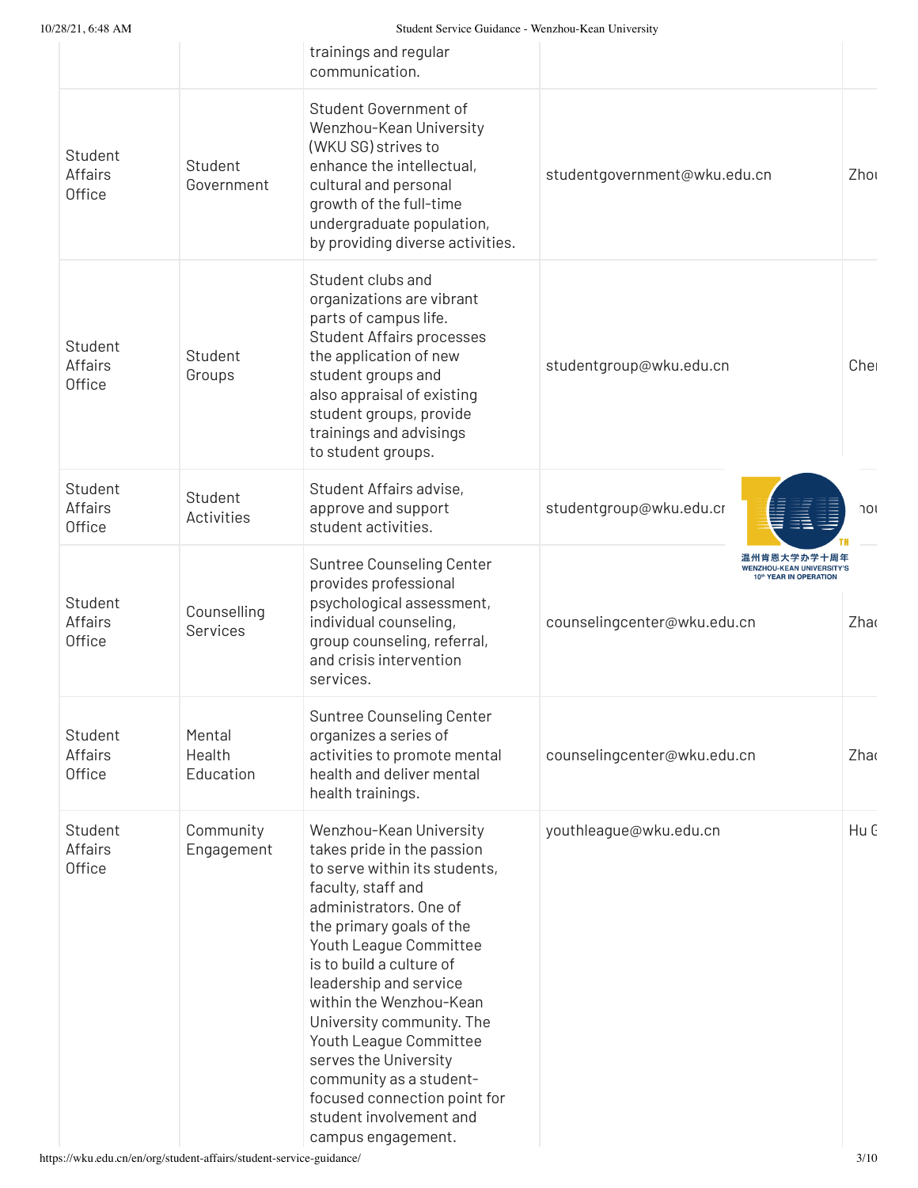| | | trainings and regular communication. | | |
|---|---|---|---|---|
| Student Affairs Office | Student Government | Student Government of Wenzhou-Kean University (WKU SG) strives to enhance the intellectual, cultural and personal growth of the full-time undergraduate population, by providing diverse activities. | studentgovernment@wku.edu.cn | Zhou |
| Student Affairs Office | Student Groups | Student clubs and organizations are vibrant parts of campus life. Student Affairs processes the application of new student groups and also appraisal of existing student groups, provide trainings and advisings to student groups. | studentgroup@wku.edu.cn | Chen |
| Student Affairs Office | Student Activities | Student Affairs advise, approve and support student activities. | studentgroup@wku.edu.cn | hou |
| Student Affairs Office | Counselling Services | Suntree Counseling Center provides professional psychological assessment, individual counseling, group counseling, referral, and crisis intervention services. | counselingcenter@wku.edu.cn | Zhao |
| Student Affairs Office | Mental Health Education | Suntree Counseling Center organizes a series of activities to promote mental health and deliver mental health trainings. | counselingcenter@wku.edu.cn | Zhao |
| Student Affairs Office | Community Engagement | Wenzhou-Kean University takes pride in the passion to serve within its students, faculty, staff and administrators. One of the primary goals of the Youth League Committee is to build a culture of leadership and service within the Wenzhou-Kean University community. The Youth League Committee serves the University community as a student-focused connection point for student involvement and campus engagement. | youthleague@wku.edu.cn | Hu G |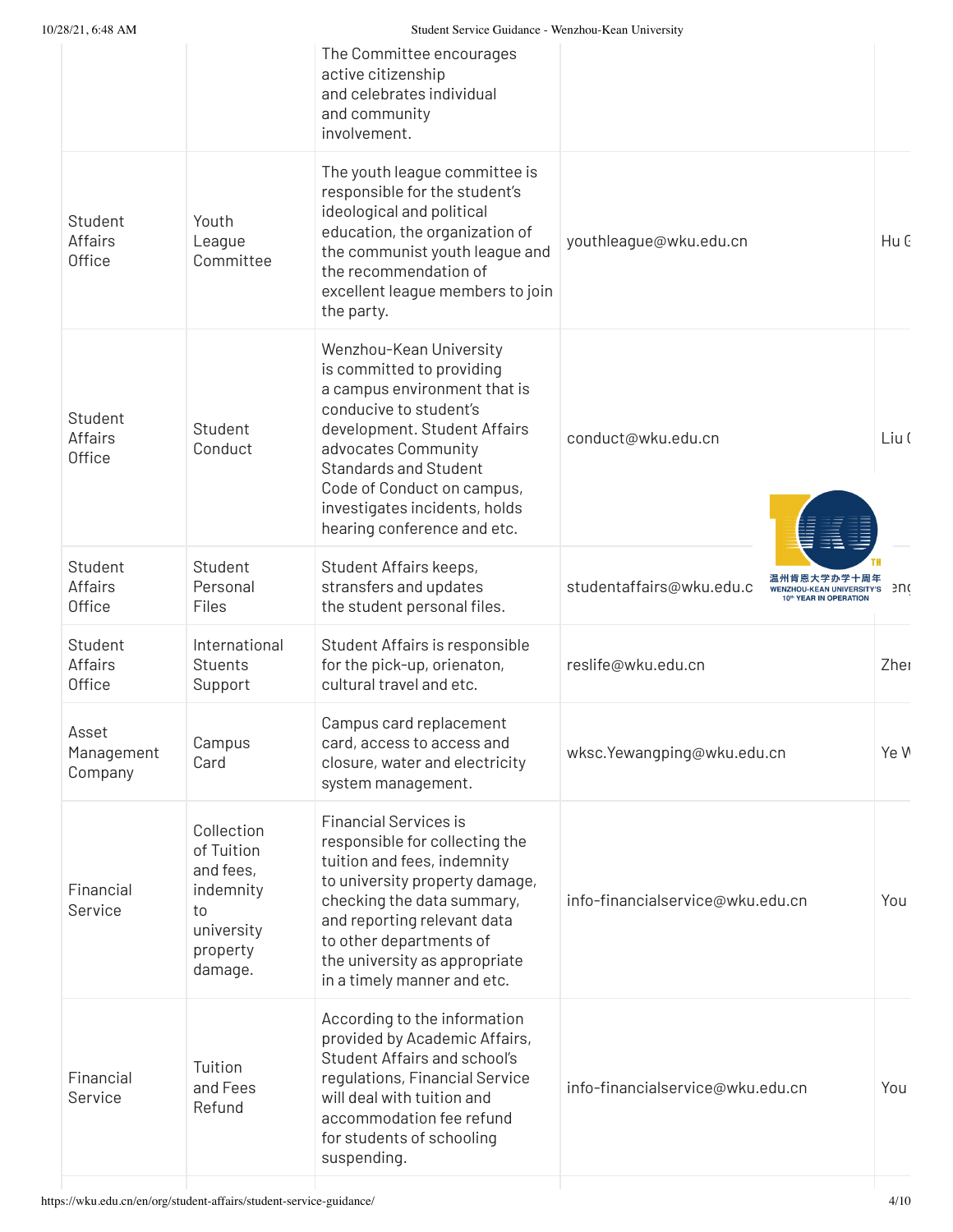| | | The Committee encourages active citizenship and celebrates individual and community involvement. | | |
|---|---|---|---|---|
| Student Affairs Office | Youth League Committee | The youth league committee is responsible for the student's ideological and political education, the organization of the communist youth league and the recommendation of excellent league members to join the party. | youthleague@wku.edu.cn | Hu G |
| Student Affairs Office | Student Conduct | Wenzhou-Kean University is committed to providing a campus environment that is conducive to student's development. Student Affairs advocates Community Standards and Student Code of Conduct on campus, investigates incidents, holds hearing conference and etc. | conduct@wku.edu.cn | Liu ( |
| Student Affairs Office | Student Personal Files | Student Affairs keeps, stransfers and updates the student personal files. | studentaffairs@wku.edu.c | enç |
| Student Affairs Office | International Stuents Support | Student Affairs is responsible for the pick-up, orienaton, cultural travel and etc. | reslife@wku.edu.cn | Zhei |
| Asset Management Company | Campus Card | Campus card replacement card, access to access and closure, water and electricity system management. | wksc.Yewangping@wku.edu.cn | Ye W |
| Financial Service | Collection of Tuition and fees, indemnity to university property damage. | Financial Services is responsible for collecting the tuition and fees, indemnity to university property damage, checking the data summary, and reporting relevant data to other departments of the university as appropriate in a timely manner and etc. | info-financialservice@wku.edu.cn | You |
| Financial Service | Tuition and Fees Refund | According to the information provided by Academic Affairs, Student Affairs and school's regulations, Financial Service will deal with tuition and accommodation fee refund for students of schooling suspending. | info-financialservice@wku.edu.cn | You |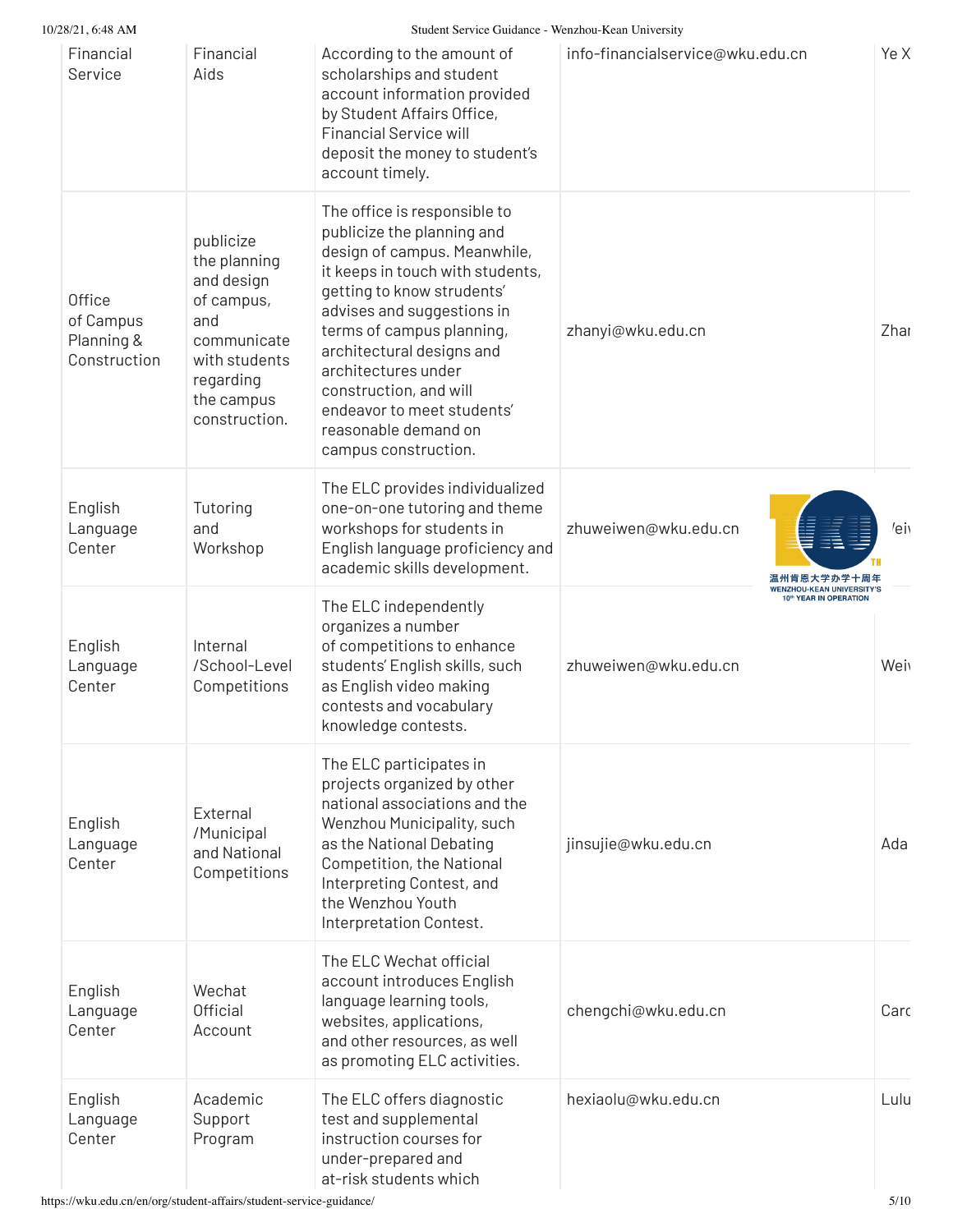| Financial Service | Financial Aids | According to the amount of scholarships and student account information provided by Student Affairs Office, Financial Service will deposit the money to student's account timely. | info-financialservice@wku.edu.cn | Ye X |
|---|---|---|---|---|
| Office of Campus Planning & Construction | publicize the planning and design of campus, and communicate with students regarding the campus construction. | The office is responsible to publicize the planning and design of campus. Meanwhile, it keeps in touch with students, getting to know strudents' advises and suggestions in terms of campus planning, architectural designs and architectures under construction, and will endeavor to meet students' reasonable demand on campus construction. | zhanyi@wku.edu.cn | Zhar |
| English Language Center | Tutoring and Workshop | The ELC provides individualized one-on-one tutoring and theme workshops for students in English language proficiency and academic skills development. | zhuweiwen@wku.edu.cn | 'eiv |
| English Language Center | Internal /School-Level Competitions | The ELC independently organizes a number of competitions to enhance students' English skills, such as English video making contests and vocabulary knowledge contests. | zhuweiwen@wku.edu.cn | Weiv |
| English Language Center | External /Municipal and National Competitions | The ELC participates in projects organized by other national associations and the Wenzhou Municipality, such as the National Debating Competition, the National Interpreting Contest, and the Wenzhou Youth Interpretation Contest. | jinsujie@wku.edu.cn | Ada |
| English Language Center | Wechat Official Account | The ELC Wechat official account introduces English language learning tools, websites, applications, and other resources, as well as promoting ELC activities. | chengchi@wku.edu.cn | Carc |
| English Language Center | Academic Support Program | The ELC offers diagnostic test and supplemental instruction courses for under-prepared and at-risk students which | hexiaolu@wku.edu.cn | Lulu |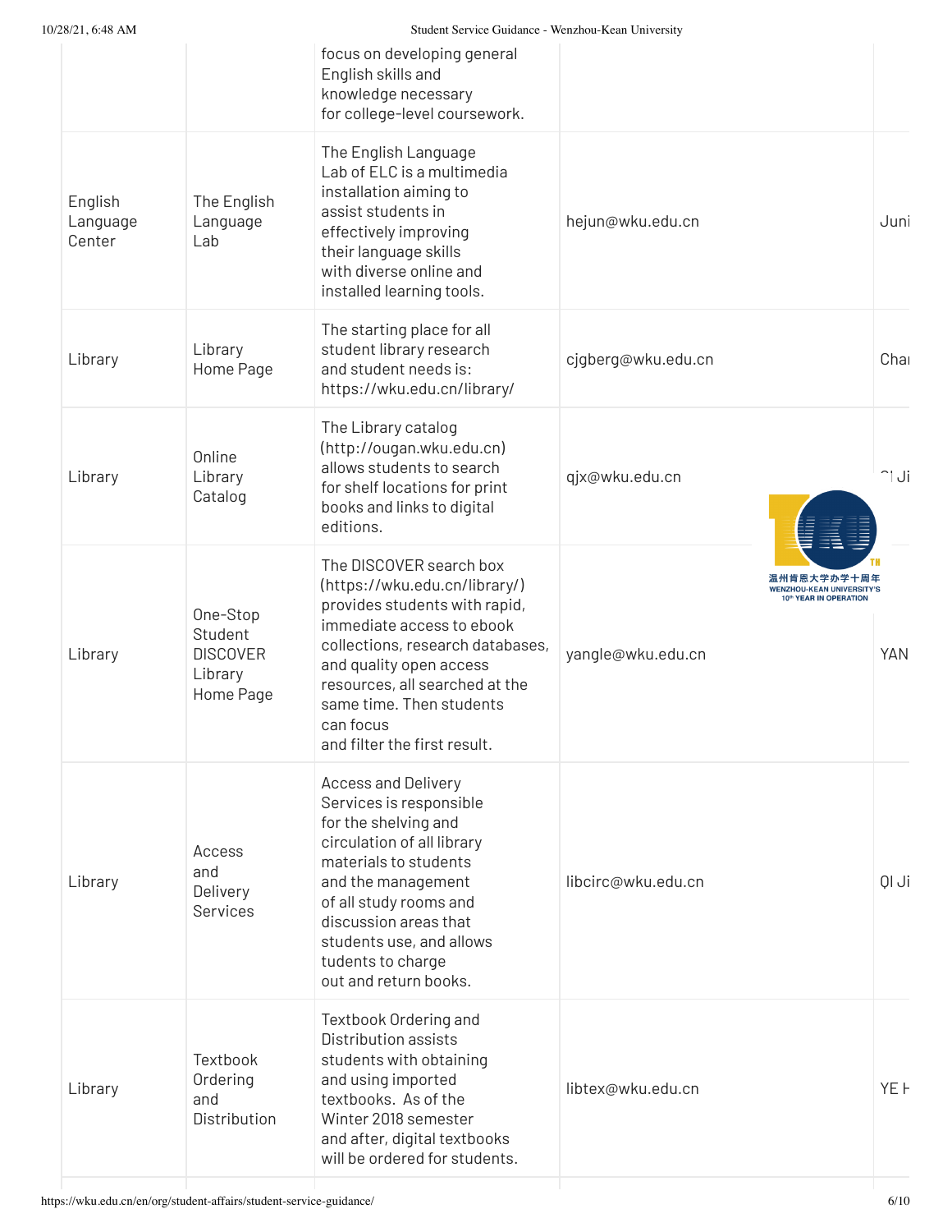| | | focus on developing general English skills and knowledge necessary for college-level coursework. | | |
|---|---|---|---|---|
| English Language Center | The English Language Lab | The English Language Lab of ELC is a multimedia installation aiming to assist students in effectively improving their language skills with diverse online and installed learning tools. | hejun@wku.edu.cn | Juni |
| Library | Library Home Page | The starting place for all student library research and student needs is: https://wku.edu.cn/library/ | cjgberg@wku.edu.cn | Cha |
| Library | Online Library Catalog | The Library catalog (http://ougan.wku.edu.cn) allows students to search for shelf locations for print books and links to digital editions. | qjx@wku.edu.cn | QI Ji |
| Library | One-Stop Student DISCOVER Library Home Page | The DISCOVER search box (https://wku.edu.cn/library/) provides students with rapid, immediate access to ebook collections, research databases, and quality open access resources, all searched at the same time. Then students can focus and filter the first result. | yangle@wku.edu.cn | YAN |
| Library | Access and Delivery Services | Access and Delivery Services is responsible for the shelving and circulation of all library materials to students and the management of all study rooms and discussion areas that students use, and allows tudents to charge out and return books. | libcirc@wku.edu.cn | QI Ji |
| Library | Textbook Ordering and Distribution | Textbook Ordering and Distribution assists students with obtaining and using imported textbooks. As of the Winter 2018 semester and after, digital textbooks will be ordered for students. | libtex@wku.edu.cn | YE H |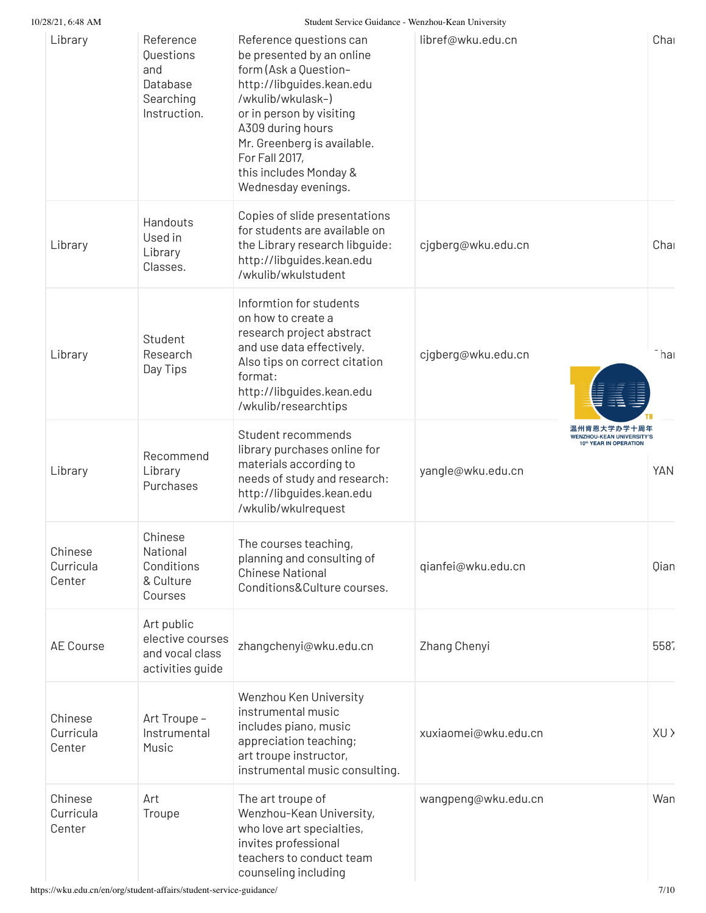| Library | Reference Questions and Database Searching Instruction. | Reference questions can be presented by an online form (Ask a Question- http://libguides.kean.edu /wkulib/wkulask-) or in person by visiting A309 during hours Mr. Greenberg is available. For Fall 2017, this includes Monday & Wednesday evenings. | libref@wku.edu.cn | Char |
|---|---|---|---|---|
| Library | Handouts Used in Library Classes. | Copies of slide presentations for students are available on the Library research libguide: http://libguides.kean.edu /wkulib/wkulstudent | cjgberg@wku.edu.cn | Char |
| Library | Student Research Day Tips | Informtion for students on how to create a research project abstract and use data effectively. Also tips on correct citation format: http://libguides.kean.edu /wkulib/researchtips | cjgberg@wku.edu.cn | Char |
| Library | Recommend Library Purchases | Student recommends library purchases online for materials according to needs of study and research: http://libguides.kean.edu /wkulib/wkulrequest | yangle@wku.edu.cn | YAN |
| Chinese Curricula Center | Chinese National Conditions & Culture Courses | The courses teaching, planning and consulting of Chinese National Conditions&Culture courses. | qianfei@wku.edu.cn | Qian |
| AE Course | Art public elective courses and vocal class activities guide | zhangchenyi@wku.edu.cn | Zhang Chenyi | 5587 |
| Chinese Curricula Center | Art Troupe - Instrumental Music | Wenzhou Ken University instrumental music includes piano, music appreciation teaching; art troupe instructor, instrumental music consulting. | xuxiaomei@wku.edu.cn | XU X |
| Chinese Curricula Center | Art Troupe | The art troupe of Wenzhou-Kean University, who love art specialties, invites professional teachers to conduct team counseling including | wangpeng@wku.edu.cn | Wan |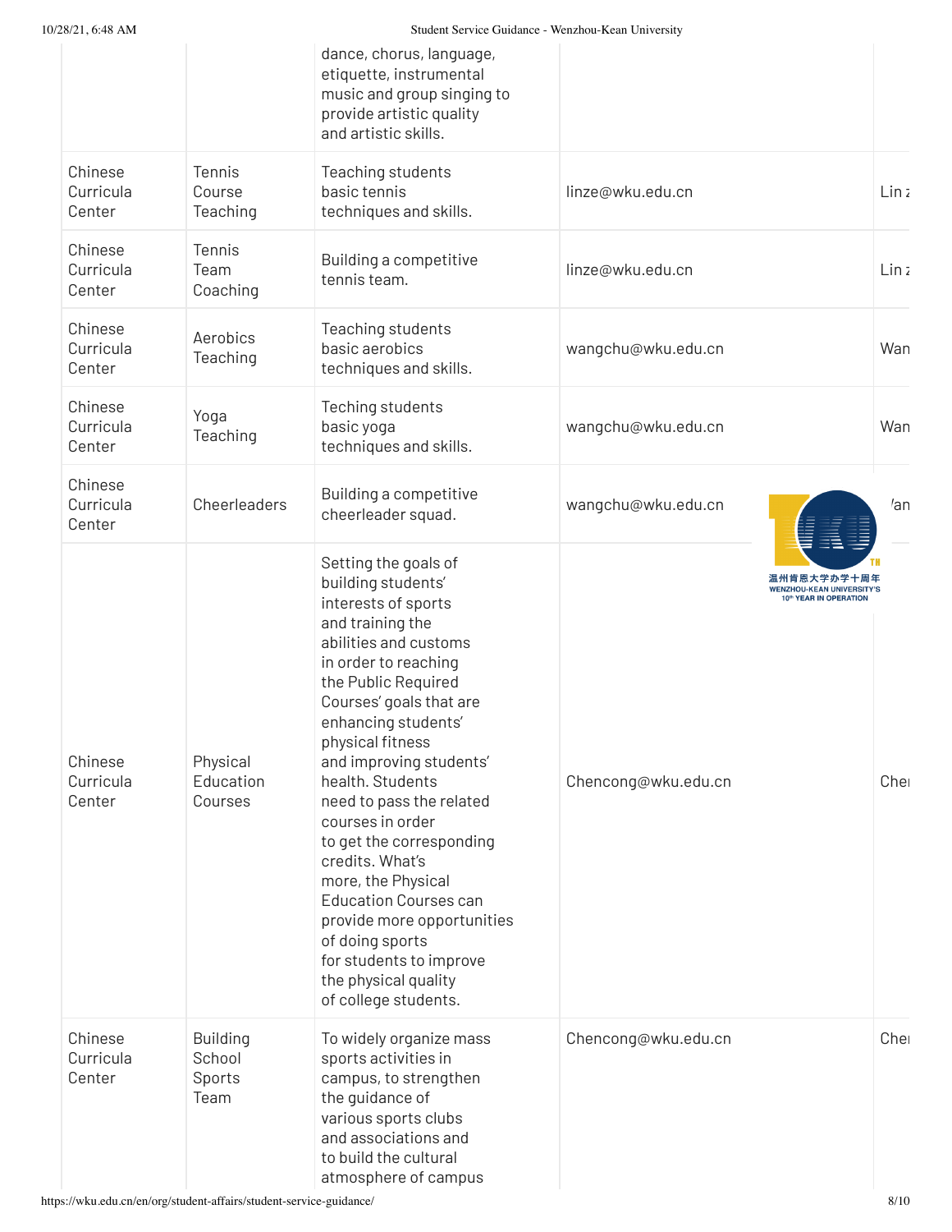| | | dance, chorus, language, etiquette, instrumental music and group singing to provide artistic quality and artistic skills. | | |
|---|---|---|---|---|
| Chinese Curricula Center | Tennis Course Teaching | Teaching students basic tennis techniques and skills. | linze@wku.edu.cn | Lin z |
| Chinese Curricula Center | Tennis Team Coaching | Building a competitive tennis team. | linze@wku.edu.cn | Lin z |
| Chinese Curricula Center | Aerobics Teaching | Teaching students basic aerobics techniques and skills. | wangchu@wku.edu.cn | Wan |
| Chinese Curricula Center | Yoga Teaching | Teching students basic yoga techniques and skills. | wangchu@wku.edu.cn | Wan |
| Chinese Curricula Center | Cheerleaders | Building a competitive cheerleader squad. | wangchu@wku.edu.cn | 'an |
| Chinese Curricula Center | Physical Education Courses | Setting the goals of building students' interests of sports and training the abilities and customs in order to reaching the Public Required Courses' goals that are enhancing students' physical fitness and improving students' health. Students need to pass the related courses in order to get the corresponding credits. What's more, the Physical Education Courses can provide more opportunities of doing sports for students to improve the physical quality of college students. | Chencong@wku.edu.cn | Chei |
| Chinese Curricula Center | Building School Sports Team | To widely organize mass sports activities in campus, to strengthen the guidance of various sports clubs and associations and to build the cultural atmosphere of campus | Chencong@wku.edu.cn | Chei |

温州肯恩大学办学十周年
WENZHOU-KEAN UNIVERSITY'S 10th YEAR IN OPERATION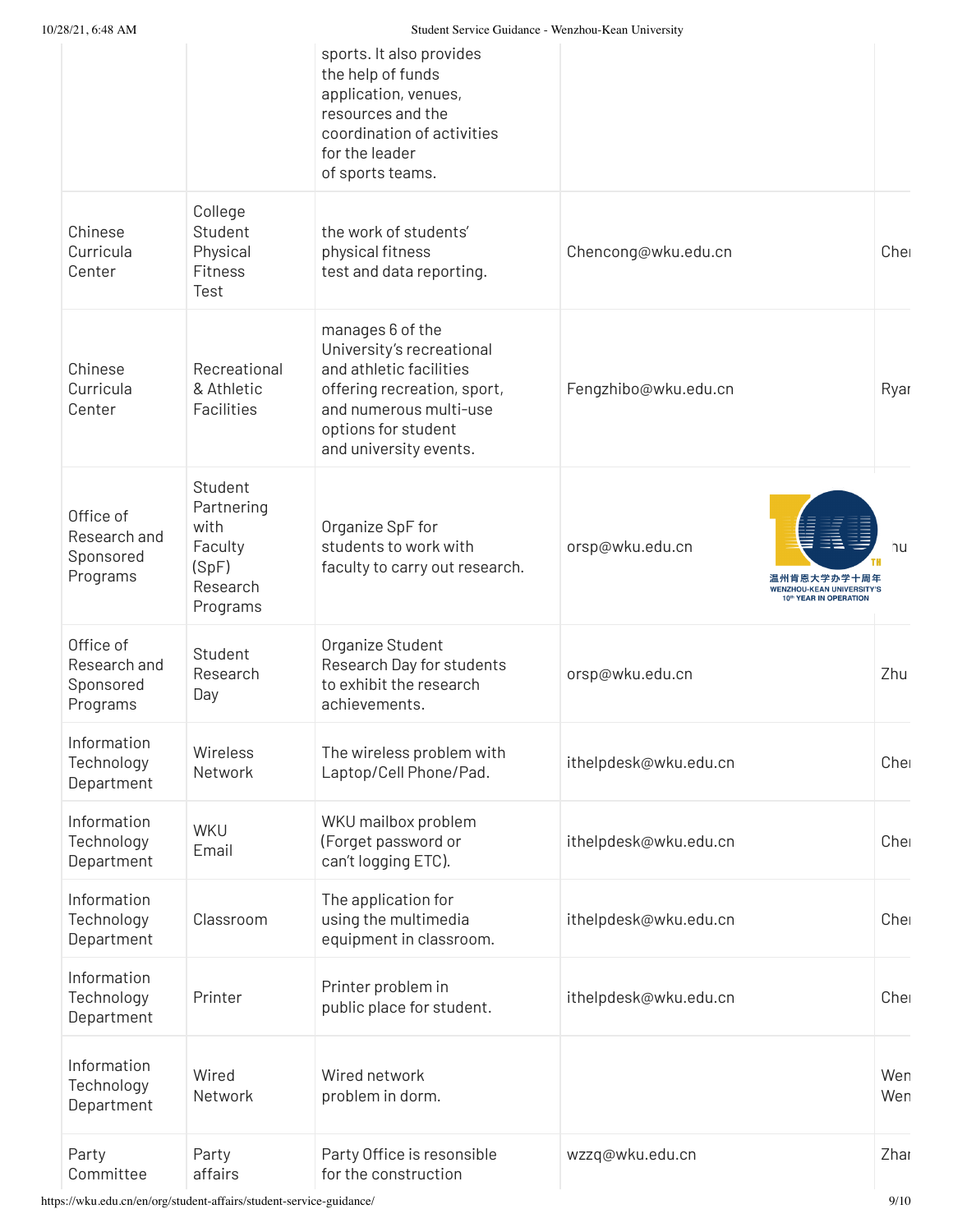| | | sports. It also provides the help of funds application, venues, resources and the coordination of activities for the leader of sports teams. | | |
|---|---|---|---|---|
| Chinese Curricula Center | College Student Physical Fitness Test | the work of students' physical fitness test and data reporting. | Chencong@wku.edu.cn | Che |
| Chinese Curricula Center | Recreational & Athletic Facilities | manages 6 of the University's recreational and athletic facilities offering recreation, sport, and numerous multi-use options for student and university events. | Fengzhibo@wku.edu.cn | Rya |
| Office of Research and Sponsored Programs | Student Partnering with Faculty (SpF) Research Programs | Organize SpF for students to work with faculty to carry out research. | orsp@wku.edu.cn | hu |
| Office of Research and Sponsored Programs | Student Research Day | Organize Student Research Day for students to exhibit the research achievements. | orsp@wku.edu.cn | Zhu |
| Information Technology Department | Wireless Network | The wireless problem with Laptop/Cell Phone/Pad. | ithelpdesk@wku.edu.cn | Che |
| Information Technology Department | WKU Email | WKU mailbox problem (Forget password or can't logging ETC). | ithelpdesk@wku.edu.cn | Che |
| Information Technology Department | Classroom | The application for using the multimedia equipment in classroom. | ithelpdesk@wku.edu.cn | Che |
| Information Technology Department | Printer | Printer problem in public place for student. | ithelpdesk@wku.edu.cn | Che |
| Information Technology Department | Wired Network | Wired network problem in dorm. | | Wen Wen |
| Party Committee | Party affairs | Party Office is resonsible for the construction | wzzq@wku.edu.cn | Zha |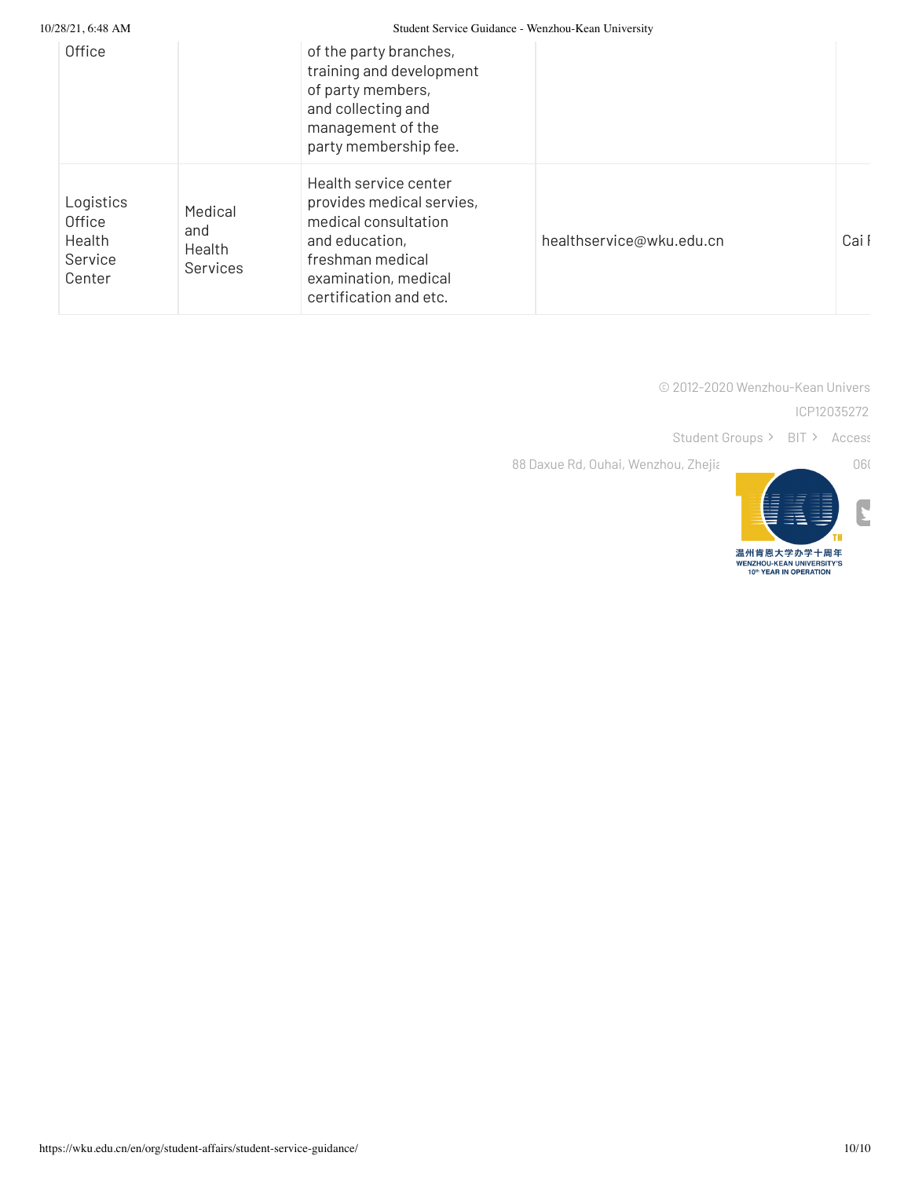| | | | | |
|---|---|---|---|---|
| Office | | of the party branches, training and development of party members, and collecting and management of the party membership fee. | | |
| Logistics Office Health Service Center | Medical and Health Services | Health service center provides medical servies, medical consultation and education, freshman medical examination, medical certification and etc. | healthservice@wku.edu.cn | Cai I |

© 2012-2020 Wenzhou-Kean Univers

ICP12035272

Student Groups › BIT › Access

88 Daxue Rd, Ouhai, Wenzhou, Zhejia 06(

温州肯恩大学办学十周年
WENZHOU-KEAN UNIVERSITY'S
10th YEAR IN OPERATION